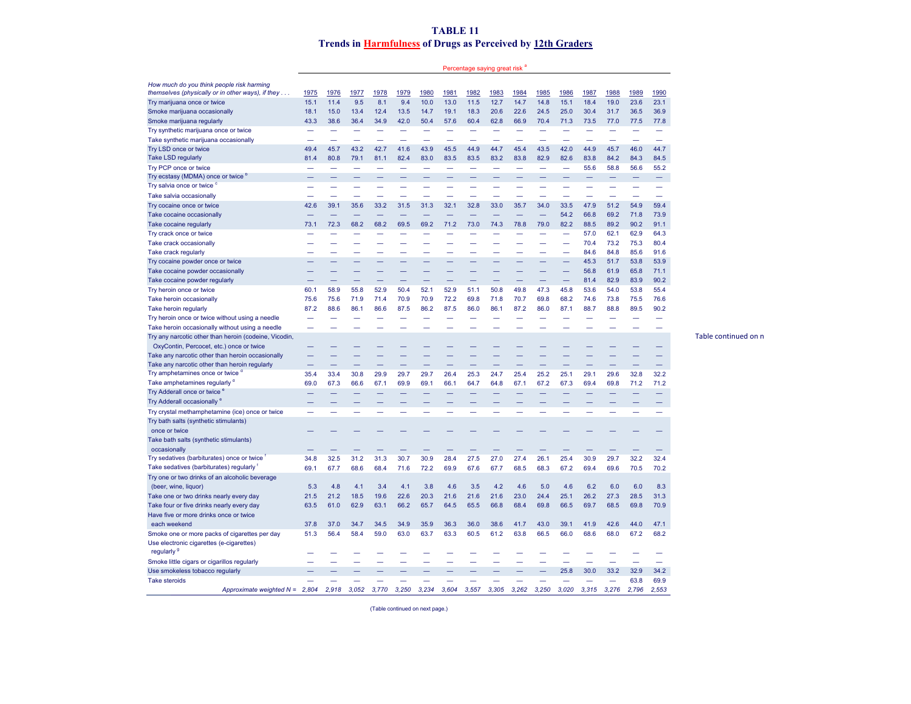# TABLE 11
## Trends in Harmfulness of Drugs as Perceived by 12th Graders

| How much do you think people risk harming themselves (physically or in other ways), if they . . . | Percentage saying great risk [a] | | | | | | | | | | | | | | | |
|---|---|---|---|---|---|---|---|---|---|---|---|---|---|---|---|---|
| | 1975 | 1976 | 1977 | 1978 | 1979 | 1980 | 1981 | 1982 | 1983 | 1984 | 1985 | 1986 | 1987 | 1988 | 1989 | 1990 |
| Try marijuana once or twice | 15.1 | 11.4 | 9.5 | 8.1 | 9.4 | 10.0 | 13.0 | 11.5 | 12.7 | 14.7 | 14.8 | 15.1 | 18.4 | 19.0 | 23.6 | 23.1 |
| Smoke marijuana occasionally | 18.1 | 15.0 | 13.4 | 12.4 | 13.5 | 14.7 | 19.1 | 18.3 | 20.6 | 22.6 | 24.5 | 25.0 | 30.4 | 31.7 | 36.5 | 36.9 |
| Smoke marijuana regularly | 43.3 | 38.6 | 36.4 | 34.9 | 42.0 | 50.4 | 57.6 | 60.4 | 62.8 | 66.9 | 70.4 | 71.3 | 73.5 | 77.0 | 77.5 | 77.8 |
| Try synthetic marijuana once or twice | — | — | — | — | — | — | — | — | — | — | — | — | — | — | — | — |
| Take synthetic marijuana occasionally | — | — | — | — | — | — | — | — | — | — | — | — | — | — | — | — |
| Try LSD once or twice | 49.4 | 45.7 | 43.2 | 42.7 | 41.6 | 43.9 | 45.5 | 44.9 | 44.7 | 45.4 | 43.5 | 42.0 | 44.9 | 45.7 | 46.0 | 44.7 |
| Take LSD regularly | 81.4 | 80.8 | 79.1 | 81.1 | 82.4 | 83.0 | 83.5 | 83.5 | 83.2 | 83.8 | 82.9 | 82.6 | 83.8 | 84.2 | 84.3 | 84.5 |
| Try PCP once or twice | — | — | — | — | — | — | — | — | — | — | — | — | 55.6 | 58.8 | 56.6 | 55.2 |
| Try ecstasy (MDMA) once or twice [b] | — | — | — | — | — | — | — | — | — | — | — | — | — | — | — | — |
| Try salvia once or twice [c] | — | — | — | — | — | — | — | — | — | — | — | — | — | — | — | — |
| Take salvia occasionally | — | — | — | — | — | — | — | — | — | — | — | — | — | — | — | — |
| Try cocaine once or twice | 42.6 | 39.1 | 35.6 | 33.2 | 31.5 | 31.3 | 32.1 | 32.8 | 33.0 | 35.7 | 34.0 | 33.5 | 47.9 | 51.2 | 54.9 | 59.4 |
| Take cocaine occasionally | — | — | — | — | — | — | — | — | — | — | — | 54.2 | 66.8 | 69.2 | 71.8 | 73.9 |
| Take cocaine regularly | 73.1 | 72.3 | 68.2 | 68.2 | 69.5 | 69.2 | 71.2 | 73.0 | 74.3 | 78.8 | 79.0 | 82.2 | 88.5 | 89.2 | 90.2 | 91.1 |
| Try crack once or twice | — | — | — | — | — | — | — | — | — | — | — | — | 57.0 | 62.1 | 62.9 | 64.3 |
| Take crack occasionally | — | — | — | — | — | — | — | — | — | — | — | — | 70.4 | 73.2 | 75.3 | 80.4 |
| Take crack regularly | — | — | — | — | — | — | — | — | — | — | — | — | 84.6 | 84.8 | 85.6 | 91.6 |
| Try cocaine powder once or twice | — | — | — | — | — | — | — | — | — | — | — | — | 45.3 | 51.7 | 53.8 | 53.9 |
| Take cocaine powder occasionally | — | — | — | — | — | — | — | — | — | — | — | — | 56.8 | 61.9 | 65.8 | 71.1 |
| Take cocaine powder regularly | — | — | — | — | — | — | — | — | — | — | — | — | 81.4 | 82.9 | 83.9 | 90.2 |
| Try heroin once or twice | 60.1 | 58.9 | 55.8 | 52.9 | 50.4 | 52.1 | 52.9 | 51.1 | 50.8 | 49.8 | 47.3 | 45.8 | 53.6 | 54.0 | 53.8 | 55.4 |
| Take heroin occasionally | 75.6 | 75.6 | 71.9 | 71.4 | 70.9 | 70.9 | 72.2 | 69.8 | 71.8 | 70.7 | 69.8 | 68.2 | 74.6 | 73.8 | 75.5 | 76.6 |
| Take heroin regularly | 87.2 | 88.6 | 86.1 | 86.6 | 87.5 | 86.2 | 87.5 | 86.0 | 86.1 | 87.2 | 86.0 | 87.1 | 88.7 | 88.8 | 89.5 | 90.2 |
| Try heroin once or twice without using a needle | — | — | — | — | — | — | — | — | — | — | — | — | — | — | — | — |
| Take heroin occasionally without using a needle | — | — | — | — | — | — | — | — | — | — | — | — | — | — | — | — |
| Try any narcotic other than heroin (codeine, Vicodin, OxyContin, Percocet, etc.) once or twice | — | — | — | — | — | — | — | — | — | — | — | — | — | — | — | — |
| Take any narcotic other than heroin occasionally | — | — | — | — | — | — | — | — | — | — | — | — | — | — | — | — |
| Take any narcotic other than heroin regularly | — | — | — | — | — | — | — | — | — | — | — | — | — | — | — | — |
| Try amphetamines once or twice [d] | 35.4 | 33.4 | 30.8 | 29.9 | 29.7 | 29.7 | 26.4 | 25.3 | 24.7 | 25.4 | 25.2 | 25.1 | 29.1 | 29.6 | 32.8 | 32.2 |
| Take amphetamines regularly [d] | 69.0 | 67.3 | 66.6 | 67.1 | 69.9 | 69.1 | 66.1 | 64.7 | 64.8 | 67.1 | 67.2 | 67.3 | 69.4 | 69.8 | 71.2 | 71.2 |
| Try Adderall once or twice [e] | — | — | — | — | — | — | — | — | — | — | — | — | — | — | — | — |
| Try Adderall occasionally [e] | — | — | — | — | — | — | — | — | — | — | — | — | — | — | — | — |
| Try crystal methamphetamine (ice) once or twice | — | — | — | — | — | — | — | — | — | — | — | — | — | — | — | — |
| Try bath salts (synthetic stimulants) once or twice | — | — | — | — | — | — | — | — | — | — | — | — | — | — | — | — |
| Take bath salts (synthetic stimulants) occasionally | — | — | — | — | — | — | — | — | — | — | — | — | — | — | — | — |
| Try sedatives (barbiturates) once or twice [f] | 34.8 | 32.5 | 31.2 | 31.3 | 30.7 | 30.9 | 28.4 | 27.5 | 27.0 | 27.4 | 26.1 | 25.4 | 30.9 | 29.7 | 32.2 | 32.4 |
| Take sedatives (barbiturates) regularly [f] | 69.1 | 67.7 | 68.6 | 68.4 | 71.6 | 72.2 | 69.9 | 67.6 | 67.7 | 68.5 | 68.3 | 67.2 | 69.4 | 69.6 | 70.5 | 70.2 |
| Try one or two drinks of an alcoholic beverage (beer, wine, liquor) | 5.3 | 4.8 | 4.1 | 3.4 | 4.1 | 3.8 | 4.6 | 3.5 | 4.2 | 4.6 | 5.0 | 4.6 | 6.2 | 6.0 | 6.0 | 8.3 |
| Take one or two drinks nearly every day | 21.5 | 21.2 | 18.5 | 19.6 | 22.6 | 20.3 | 21.6 | 21.6 | 21.6 | 23.0 | 24.4 | 25.1 | 26.2 | 27.3 | 28.5 | 31.3 |
| Take four or five drinks nearly every day | 63.5 | 61.0 | 62.9 | 63.1 | 66.2 | 65.7 | 64.5 | 65.5 | 66.8 | 68.4 | 69.8 | 66.5 | 69.7 | 68.5 | 69.8 | 70.9 |
| Have five or more drinks once or twice each weekend | 37.8 | 37.0 | 34.7 | 34.5 | 34.9 | 35.9 | 36.3 | 36.0 | 38.6 | 41.7 | 43.0 | 39.1 | 41.9 | 42.6 | 44.0 | 47.1 |
| Smoke one or more packs of cigarettes per day | 51.3 | 56.4 | 58.4 | 59.0 | 63.0 | 63.7 | 63.3 | 60.5 | 61.2 | 63.8 | 66.5 | 66.0 | 68.6 | 68.0 | 67.2 | 68.2 |
| Use electronic cigarettes (e-cigarettes) regularly [g] | — | — | — | — | — | — | — | — | — | — | — | — | — | — | — | — |
| Smoke little cigars or cigarillos regularly | — | — | — | — | — | — | — | — | — | — | — | — | — | — | — | — |
| Use smokeless tobacco regularly | — | — | — | — | — | — | — | — | — | — | — | 25.8 | 30.0 | 33.2 | 32.9 | 34.2 |
| Take steroids | — | — | — | — | — | — | — | — | — | — | — | — | — | — | 63.8 | 69.9 |
| *Approximate weighted N =* | *2,804* | *2,918* | *3,052* | *3,770* | *3,250* | *3,234* | *3,604* | *3,557* | *3,305* | *3,262* | *3,250* | *3,020* | *3,315* | *3,276* | *2,796* | *2,553* |

Table continued on n

(Table continued on next page.)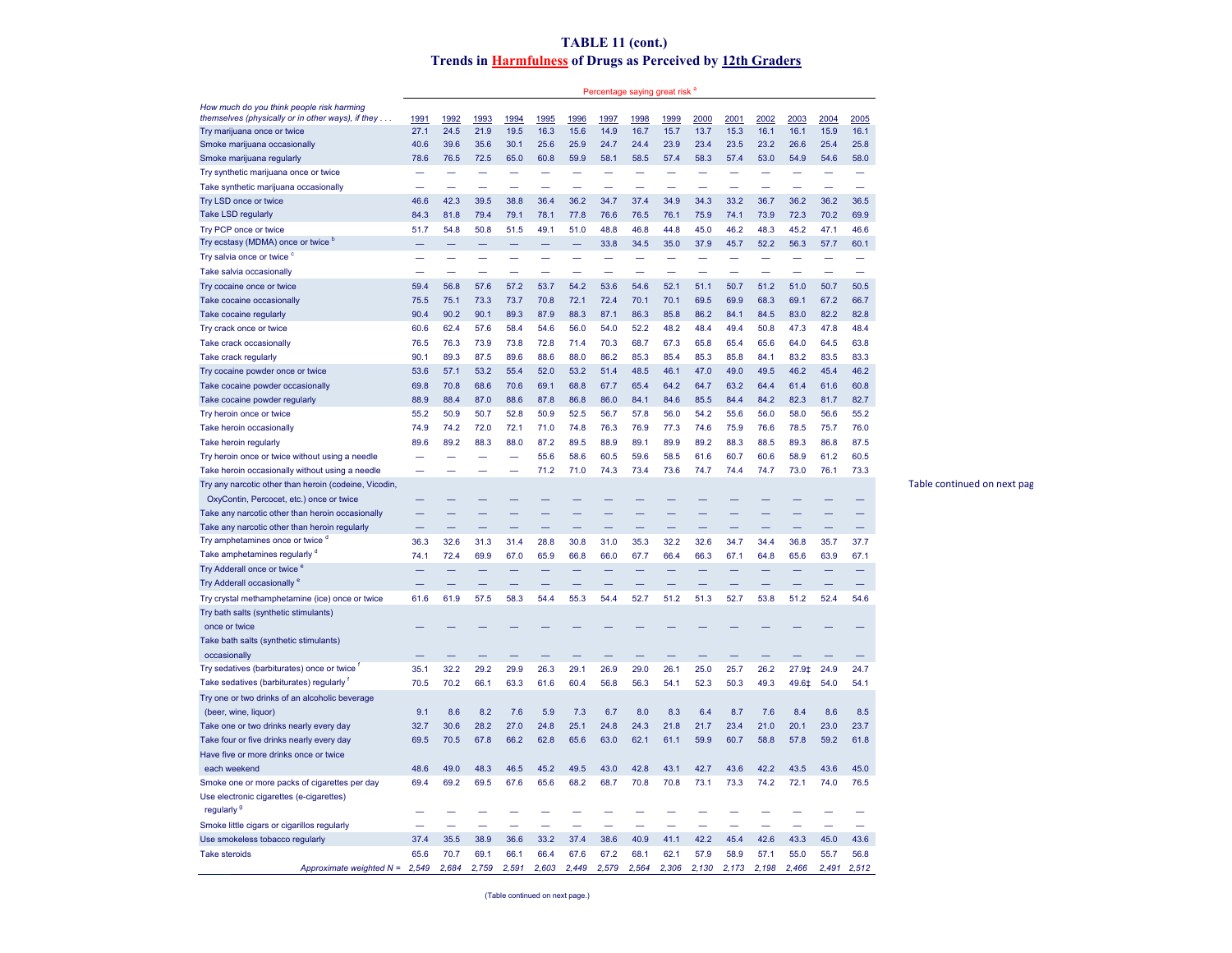# TABLE 11 (cont.)

## Trends in Harmfulness of Drugs as Perceived by 12th Graders

| How much do you think people risk harming themselves (physically or in other ways), if they . . . | Percentage saying great risk [a] | | | | | | | | | | | | | | |
|---|---|---|---|---|---|---|---|---|---|---|---|---|---|---|---|
| | 1991 | 1992 | 1993 | 1994 | 1995 | 1996 | 1997 | 1998 | 1999 | 2000 | 2001 | 2002 | 2003 | 2004 | 2005 |
| Try marijuana once or twice | 27.1 | 24.5 | 21.9 | 19.5 | 16.3 | 15.6 | 14.9 | 16.7 | 15.7 | 13.7 | 15.3 | 16.1 | 16.1 | 15.9 | 16.1 |
| Smoke marijuana occasionally | 40.6 | 39.6 | 35.6 | 30.1 | 25.6 | 25.9 | 24.7 | 24.4 | 23.9 | 23.4 | 23.5 | 23.2 | 26.6 | 25.4 | 25.8 |
| Smoke marijuana regularly | 78.6 | 76.5 | 72.5 | 65.0 | 60.8 | 59.9 | 58.1 | 58.5 | 57.4 | 58.3 | 57.4 | 53.0 | 54.9 | 54.6 | 58.0 |
| Try synthetic marijuana once or twice | — | — | — | — | — | — | — | — | — | — | — | — | — | — | — |
| Take synthetic marijuana occasionally | — | — | — | — | — | — | — | — | — | — | — | — | — | — | — |
| Try LSD once or twice | 46.6 | 42.3 | 39.5 | 38.8 | 36.4 | 36.2 | 34.7 | 37.4 | 34.9 | 34.3 | 33.2 | 36.7 | 36.2 | 36.2 | 36.5 |
| Take LSD regularly | 84.3 | 81.8 | 79.4 | 79.1 | 78.1 | 77.8 | 76.6 | 76.5 | 76.1 | 75.9 | 74.1 | 73.9 | 72.3 | 70.2 | 69.9 |
| Try PCP once or twice | 51.7 | 54.8 | 50.8 | 51.5 | 49.1 | 51.0 | 48.8 | 46.8 | 44.8 | 45.0 | 46.2 | 48.3 | 45.2 | 47.1 | 46.6 |
| Try ecstasy (MDMA) once or twice [b] | — | — | — | — | — | — | 33.8 | 34.5 | 35.0 | 37.9 | 45.7 | 52.2 | 56.3 | 57.7 | 60.1 |
| Try salvia once or twice [c] | — | — | — | — | — | — | — | — | — | — | — | — | — | — | — |
| Take salvia occasionally | — | — | — | — | — | — | — | — | — | — | — | — | — | — | — |
| Try cocaine once or twice | 59.4 | 56.8 | 57.6 | 57.2 | 53.7 | 54.2 | 53.6 | 54.6 | 52.1 | 51.1 | 50.7 | 51.2 | 51.0 | 50.7 | 50.5 |
| Take cocaine occasionally | 75.5 | 75.1 | 73.3 | 73.7 | 70.8 | 72.1 | 72.4 | 70.1 | 70.1 | 69.5 | 69.9 | 68.3 | 69.1 | 67.2 | 66.7 |
| Take cocaine regularly | 90.4 | 90.2 | 90.1 | 89.3 | 87.9 | 88.3 | 87.1 | 86.3 | 85.8 | 86.2 | 84.1 | 84.5 | 83.0 | 82.2 | 82.8 |
| Try crack once or twice | 60.6 | 62.4 | 57.6 | 58.4 | 54.6 | 56.0 | 54.0 | 52.2 | 48.2 | 48.4 | 49.4 | 50.8 | 47.3 | 47.8 | 48.4 |
| Take crack occasionally | 76.5 | 76.3 | 73.9 | 73.8 | 72.8 | 71.4 | 70.3 | 68.7 | 67.3 | 65.8 | 65.4 | 65.6 | 64.0 | 64.5 | 63.8 |
| Take crack regularly | 90.1 | 89.3 | 87.5 | 89.6 | 88.6 | 88.0 | 86.2 | 85.3 | 85.4 | 85.3 | 85.8 | 84.1 | 83.2 | 83.5 | 83.3 |
| Try cocaine powder once or twice | 53.6 | 57.1 | 53.2 | 55.4 | 52.0 | 53.2 | 51.4 | 48.5 | 46.1 | 47.0 | 49.0 | 49.5 | 46.2 | 45.4 | 46.2 |
| Take cocaine powder occasionally | 69.8 | 70.8 | 68.6 | 70.6 | 69.1 | 68.8 | 67.7 | 65.4 | 64.2 | 64.7 | 63.2 | 64.4 | 61.4 | 61.6 | 60.8 |
| Take cocaine powder regularly | 88.9 | 88.4 | 87.0 | 88.6 | 87.8 | 86.8 | 86.0 | 84.1 | 84.6 | 85.5 | 84.4 | 84.2 | 82.3 | 81.7 | 82.7 |
| Try heroin once or twice | 55.2 | 50.9 | 50.7 | 52.8 | 50.9 | 52.5 | 56.7 | 57.8 | 56.0 | 54.2 | 55.6 | 56.0 | 58.0 | 56.6 | 55.2 |
| Take heroin occasionally | 74.9 | 74.2 | 72.0 | 72.1 | 71.0 | 74.8 | 76.3 | 76.9 | 77.3 | 74.6 | 75.9 | 76.6 | 78.5 | 75.7 | 76.0 |
| Take heroin regularly | 89.6 | 89.2 | 88.3 | 88.0 | 87.2 | 89.5 | 88.9 | 89.1 | 89.9 | 89.2 | 88.3 | 88.5 | 89.3 | 86.8 | 87.5 |
| Try heroin once or twice without using a needle | — | — | — | — | 55.6 | 58.6 | 60.5 | 59.6 | 58.5 | 61.6 | 60.7 | 60.6 | 58.9 | 61.2 | 60.5 |
| Take heroin occasionally without using a needle | — | — | — | — | 71.2 | 71.0 | 74.3 | 73.4 | 73.6 | 74.7 | 74.4 | 74.7 | 73.0 | 76.1 | 73.3 |
| Try any narcotic other than heroin (codeine, Vicodin, OxyContin, Percocet, etc.) once or twice | — | — | — | — | — | — | — | — | — | — | — | — | — | — | — |
| Take any narcotic other than heroin occasionally | — | — | — | — | — | — | — | — | — | — | — | — | — | — | — |
| Take any narcotic other than heroin regularly | — | — | — | — | — | — | — | — | — | — | — | — | — | — | — |
| Try amphetamines once or twice [d] | 36.3 | 32.6 | 31.3 | 31.4 | 28.8 | 30.8 | 31.0 | 35.3 | 32.2 | 32.6 | 34.7 | 34.4 | 36.8 | 35.7 | 37.7 |
| Take amphetamines regularly [d] | 74.1 | 72.4 | 69.9 | 67.0 | 65.9 | 66.8 | 66.0 | 67.7 | 66.4 | 66.3 | 67.1 | 64.8 | 65.6 | 63.9 | 67.1 |
| Try Adderall once or twice [e] | — | — | — | — | — | — | — | — | — | — | — | — | — | — | — |
| Try Adderall occasionally [e] | — | — | — | — | — | — | — | — | — | — | — | — | — | — | — |
| Try crystal methamphetamine (ice) once or twice | 61.6 | 61.9 | 57.5 | 58.3 | 54.4 | 55.3 | 54.4 | 52.7 | 51.2 | 51.3 | 52.7 | 53.8 | 51.2 | 52.4 | 54.6 |
| Try bath salts (synthetic stimulants) once or twice | — | — | — | — | — | — | — | — | — | — | — | — | — | — | — |
| Take bath salts (synthetic stimulants) occasionally | — | — | — | — | — | — | — | — | — | — | — | — | — | — | — |
| Try sedatives (barbiturates) once or twice [f] | 35.1 | 32.2 | 29.2 | 29.9 | 26.3 | 29.1 | 26.9 | 29.0 | 26.1 | 25.0 | 25.7 | 26.2 | 27.9‡ | 24.9 | 24.7 |
| Take sedatives (barbiturates) regularly [f] | 70.5 | 70.2 | 66.1 | 63.3 | 61.6 | 60.4 | 56.8 | 56.3 | 54.1 | 52.3 | 50.3 | 49.3 | 49.6‡ | 54.0 | 54.1 |
| Try one or two drinks of an alcoholic beverage (beer, wine, liquor) | 9.1 | 8.6 | 8.2 | 7.6 | 5.9 | 7.3 | 6.7 | 8.0 | 8.3 | 6.4 | 8.7 | 7.6 | 8.4 | 8.6 | 8.5 |
| Take one or two drinks nearly every day | 32.7 | 30.6 | 28.2 | 27.0 | 24.8 | 25.1 | 24.8 | 24.3 | 21.8 | 21.7 | 23.4 | 21.0 | 20.1 | 23.0 | 23.7 |
| Take four or five drinks nearly every day | 69.5 | 70.5 | 67.8 | 66.2 | 62.8 | 65.6 | 63.0 | 62.1 | 61.1 | 59.9 | 60.7 | 58.8 | 57.8 | 59.2 | 61.8 |
| Have five or more drinks once or twice each weekend | 48.6 | 49.0 | 48.3 | 46.5 | 45.2 | 49.5 | 43.0 | 42.8 | 43.1 | 42.7 | 43.6 | 42.2 | 43.5 | 43.6 | 45.0 |
| Smoke one or more packs of cigarettes per day | 69.4 | 69.2 | 69.5 | 67.6 | 65.6 | 68.2 | 68.7 | 70.8 | 70.8 | 73.1 | 73.3 | 74.2 | 72.1 | 74.0 | 76.5 |
| Use electronic cigarettes (e-cigarettes) regularly [g] | — | — | — | — | — | — | — | — | — | — | — | — | — | — | — |
| Smoke little cigars or cigarillos regularly | — | — | — | — | — | — | — | — | — | — | — | — | — | — | — |
| Use smokeless tobacco regularly | 37.4 | 35.5 | 38.9 | 36.6 | 33.2 | 37.4 | 38.6 | 40.9 | 41.1 | 42.2 | 45.4 | 42.6 | 43.3 | 45.0 | 43.6 |
| Take steroids | 65.6 | 70.7 | 69.1 | 66.1 | 66.4 | 67.6 | 67.2 | 68.1 | 62.1 | 57.9 | 58.9 | 57.1 | 55.0 | 55.7 | 56.8 |
| *Approximate weighted N =* | *2,549* | *2,684* | *2,759* | *2,591* | *2,603* | *2,449* | *2,579* | *2,564* | *2,306* | *2,130* | *2,173* | *2,198* | *2,466* | *2,491* | *2,512* |

Table continued on next pag

(Table continued on next page.)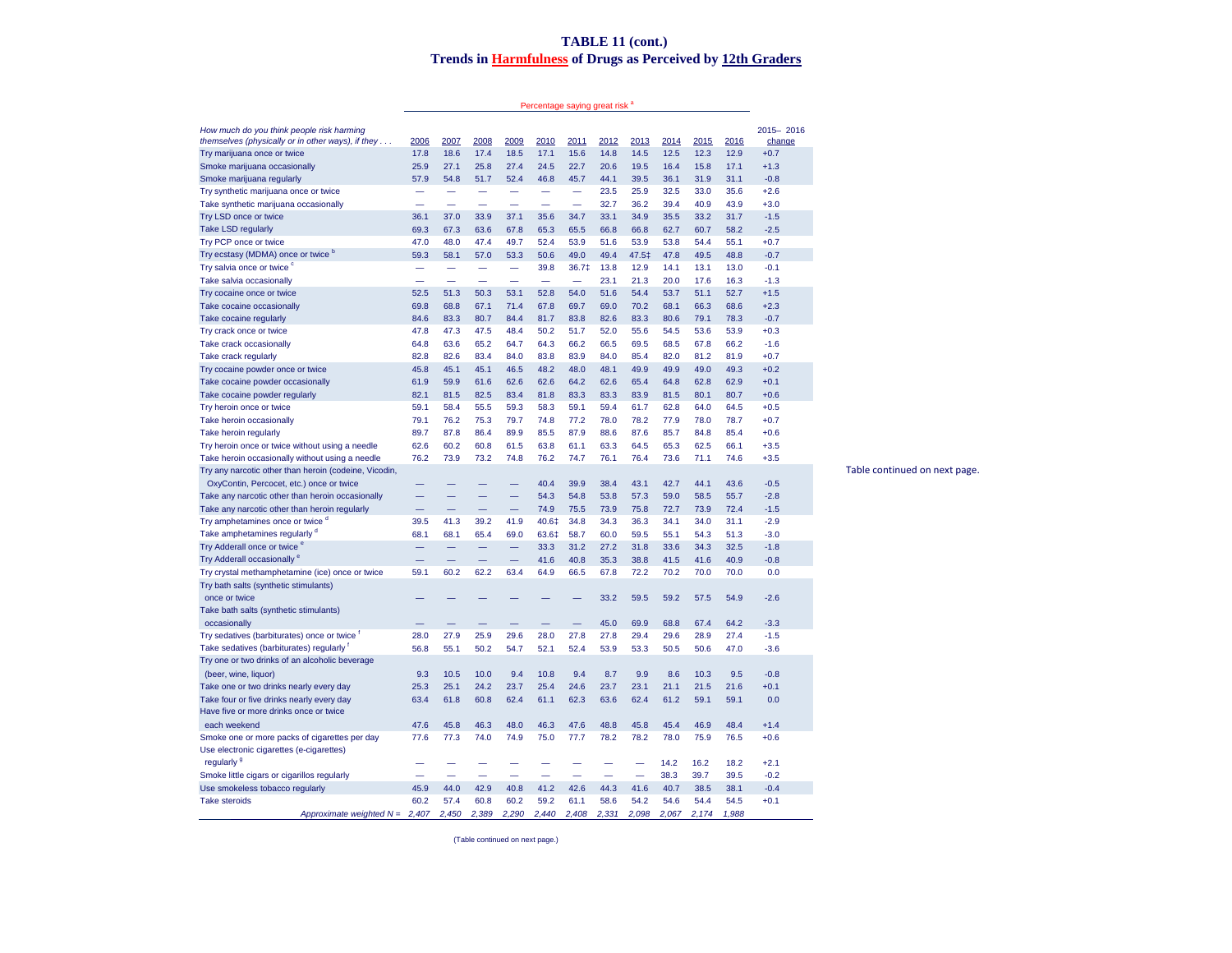# TABLE 11 (cont.)

## Trends in Harmfulness of Drugs as Perceived by 12th Graders

| How much do you think people risk harming themselves (physically or in other ways), if they . . . | Percentage saying great risk [a] | | | | | | | | | | | |
|---|---|---|---|---|---|---|---|---|---|---|---|---|
| | 2006 | 2007 | 2008 | 2009 | 2010 | 2011 | 2012 | 2013 | 2014 | 2015 | 2016 | 2015– 2016 change |
| Try marijuana once or twice | 17.8 | 18.6 | 17.4 | 18.5 | 17.1 | 15.6 | 14.8 | 14.5 | 12.5 | 12.3 | 12.9 | +0.7 |
| Smoke marijuana occasionally | 25.9 | 27.1 | 25.8 | 27.4 | 24.5 | 22.7 | 20.6 | 19.5 | 16.4 | 15.8 | 17.1 | +1.3 |
| Smoke marijuana regularly | 57.9 | 54.8 | 51.7 | 52.4 | 46.8 | 45.7 | 44.1 | 39.5 | 36.1 | 31.9 | 31.1 | -0.8 |
| Try synthetic marijuana once or twice | — | — | — | — | — | — | 23.5 | 25.9 | 32.5 | 33.0 | 35.6 | +2.6 |
| Take synthetic marijuana occasionally | — | — | — | — | — | — | 32.7 | 36.2 | 39.4 | 40.9 | 43.9 | +3.0 |
| Try LSD once or twice | 36.1 | 37.0 | 33.9 | 37.1 | 35.6 | 34.7 | 33.1 | 34.9 | 35.5 | 33.2 | 31.7 | -1.5 |
| Take LSD regularly | 69.3 | 67.3 | 63.6 | 67.8 | 65.3 | 65.5 | 66.8 | 66.8 | 62.7 | 60.7 | 58.2 | -2.5 |
| Try PCP once or twice | 47.0 | 48.0 | 47.4 | 49.7 | 52.4 | 53.9 | 51.6 | 53.9 | 53.8 | 54.4 | 55.1 | +0.7 |
| Try ecstasy (MDMA) once or twice [b] | 59.3 | 58.1 | 57.0 | 53.3 | 50.6 | 49.0 | 49.4 | 47.5‡ | 47.8 | 49.5 | 48.8 | -0.7 |
| Try salvia once or twice [c] | — | — | — | — | 39.8 | 36.7‡ | 13.8 | 12.9 | 14.1 | 13.1 | 13.0 | -0.1 |
| Take salvia occasionally | — | — | — | — | — | — | 23.1 | 21.3 | 20.0 | 17.6 | 16.3 | -1.3 |
| Try cocaine once or twice | 52.5 | 51.3 | 50.3 | 53.1 | 52.8 | 54.0 | 51.6 | 54.4 | 53.7 | 51.1 | 52.7 | +1.5 |
| Take cocaine occasionally | 69.8 | 68.8 | 67.1 | 71.4 | 67.8 | 69.7 | 69.0 | 70.2 | 68.1 | 66.3 | 68.6 | +2.3 |
| Take cocaine regularly | 84.6 | 83.3 | 80.7 | 84.4 | 81.7 | 83.8 | 82.6 | 83.3 | 80.6 | 79.1 | 78.3 | -0.7 |
| Try crack once or twice | 47.8 | 47.3 | 47.5 | 48.4 | 50.2 | 51.7 | 52.0 | 55.6 | 54.5 | 53.6 | 53.9 | +0.3 |
| Take crack occasionally | 64.8 | 63.6 | 65.2 | 64.7 | 64.3 | 66.2 | 66.5 | 69.5 | 68.5 | 67.8 | 66.2 | -1.6 |
| Take crack regularly | 82.8 | 82.6 | 83.4 | 84.0 | 83.8 | 83.9 | 84.0 | 85.4 | 82.0 | 81.2 | 81.9 | +0.7 |
| Try cocaine powder once or twice | 45.8 | 45.1 | 45.1 | 46.5 | 48.2 | 48.0 | 48.1 | 49.9 | 49.9 | 49.0 | 49.3 | +0.2 |
| Take cocaine powder occasionally | 61.9 | 59.9 | 61.6 | 62.6 | 62.6 | 64.2 | 62.6 | 65.4 | 64.8 | 62.8 | 62.9 | +0.1 |
| Take cocaine powder regularly | 82.1 | 81.5 | 82.5 | 83.4 | 81.8 | 83.3 | 83.3 | 83.9 | 81.5 | 80.1 | 80.7 | +0.6 |
| Try heroin once or twice | 59.1 | 58.4 | 55.5 | 59.3 | 58.3 | 59.1 | 59.4 | 61.7 | 62.8 | 64.0 | 64.5 | +0.5 |
| Take heroin occasionally | 79.1 | 76.2 | 75.3 | 79.7 | 74.8 | 77.2 | 78.0 | 78.2 | 77.9 | 78.0 | 78.7 | +0.7 |
| Take heroin regularly | 89.7 | 87.8 | 86.4 | 89.9 | 85.5 | 87.9 | 88.6 | 87.6 | 85.7 | 84.8 | 85.4 | +0.6 |
| Try heroin once or twice without using a needle | 62.6 | 60.2 | 60.8 | 61.5 | 63.8 | 61.1 | 63.3 | 64.5 | 65.3 | 62.5 | 66.1 | +3.5 |
| Take heroin occasionally without using a needle | 76.2 | 73.9 | 73.2 | 74.8 | 76.2 | 74.7 | 76.1 | 76.4 | 73.6 | 71.1 | 74.6 | +3.5 |
| Try any narcotic other than heroin (codeine, Vicodin, OxyContin, Percocet, etc.) once or twice | — | — | — | — | 40.4 | 39.9 | 38.4 | 43.1 | 42.7 | 44.1 | 43.6 | -0.5 |
| Take any narcotic other than heroin occasionally | — | — | — | — | 54.3 | 54.8 | 53.8 | 57.3 | 59.0 | 58.5 | 55.7 | -2.8 |
| Take any narcotic other than heroin regularly | — | — | — | — | 74.9 | 75.5 | 73.9 | 75.8 | 72.7 | 73.9 | 72.4 | -1.5 |
| Try amphetamines once or twice [d] | 39.5 | 41.3 | 39.2 | 41.9 | 40.6‡ | 34.8 | 34.3 | 36.3 | 34.1 | 34.0 | 31.1 | -2.9 |
| Take amphetamines regularly [d] | 68.1 | 68.1 | 65.4 | 69.0 | 63.6‡ | 58.7 | 60.0 | 59.5 | 55.1 | 54.3 | 51.3 | -3.0 |
| Try Adderall once or twice [e] | — | — | — | — | 33.3 | 31.2 | 27.2 | 31.8 | 33.6 | 34.3 | 32.5 | -1.8 |
| Try Adderall occasionally [e] | — | — | — | — | 41.6 | 40.8 | 35.3 | 38.8 | 41.5 | 41.6 | 40.9 | -0.8 |
| Try crystal methamphetamine (ice) once or twice | 59.1 | 60.2 | 62.2 | 63.4 | 64.9 | 66.5 | 67.8 | 72.2 | 70.2 | 70.0 | 70.0 | 0.0 |
| Try bath salts (synthetic stimulants) once or twice | — | — | — | — | — | — | 33.2 | 59.5 | 59.2 | 57.5 | 54.9 | -2.6 |
| Take bath salts (synthetic stimulants) occasionally | — | — | — | — | — | — | 45.0 | 69.9 | 68.8 | 67.4 | 64.2 | -3.3 |
| Try sedatives (barbiturates) once or twice [f] | 28.0 | 27.9 | 25.9 | 29.6 | 28.0 | 27.8 | 27.8 | 29.4 | 29.6 | 28.9 | 27.4 | -1.5 |
| Take sedatives (barbiturates) regularly [f] | 56.8 | 55.1 | 50.2 | 54.7 | 52.1 | 52.4 | 53.9 | 53.3 | 50.5 | 50.6 | 47.0 | -3.6 |
| Try one or two drinks of an alcoholic beverage (beer, wine, liquor) | 9.3 | 10.5 | 10.0 | 9.4 | 10.8 | 9.4 | 8.7 | 9.9 | 8.6 | 10.3 | 9.5 | -0.8 |
| Take one or two drinks nearly every day | 25.3 | 25.1 | 24.2 | 23.7 | 25.4 | 24.6 | 23.7 | 23.1 | 21.1 | 21.5 | 21.6 | +0.1 |
| Take four or five drinks nearly every day | 63.4 | 61.8 | 60.8 | 62.4 | 61.1 | 62.3 | 63.6 | 62.4 | 61.2 | 59.1 | 59.1 | 0.0 |
| Have five or more drinks once or twice each weekend | 47.6 | 45.8 | 46.3 | 48.0 | 46.3 | 47.6 | 48.8 | 45.8 | 45.4 | 46.9 | 48.4 | +1.4 |
| Smoke one or more packs of cigarettes per day | 77.6 | 77.3 | 74.0 | 74.9 | 75.0 | 77.7 | 78.2 | 78.2 | 78.0 | 75.9 | 76.5 | +0.6 |
| Use electronic cigarettes (e-cigarettes) regularly [g] | — | — | — | — | — | — | — | — | 14.2 | 16.2 | 18.2 | +2.1 |
| Smoke little cigars or cigarillos regularly | — | — | — | — | — | — | — | — | 38.3 | 39.7 | 39.5 | -0.2 |
| Use smokeless tobacco regularly | 45.9 | 44.0 | 42.9 | 40.8 | 41.2 | 42.6 | 44.3 | 41.6 | 40.7 | 38.5 | 38.1 | -0.4 |
| Take steroids | 60.2 | 57.4 | 60.8 | 60.2 | 59.2 | 61.1 | 58.6 | 54.2 | 54.6 | 54.4 | 54.5 | +0.1 |
| *Approximate weighted N =* | *2,407* | *2,450* | *2,389* | *2,290* | *2,440* | *2,408* | *2,331* | *2,098* | *2,067* | *2,174* | *1,988* | |

Table continued on next page.

(Table continued on next page.)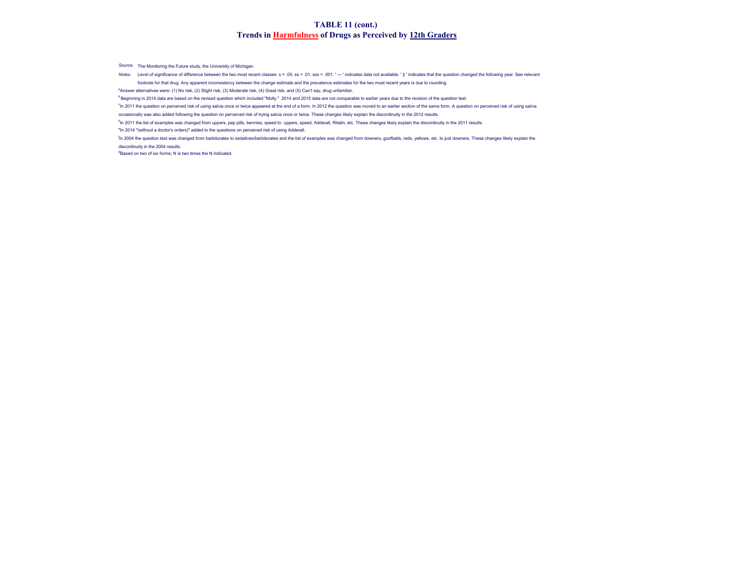# TABLE 11 (cont.)
## Trends in Harmfulness of Drugs as Perceived by 12th Graders

*Source.* The Monitoring the Future study, the University of Michigan.

*Notes.* Level of significance of difference between the two most recent classes: s = .05, ss = .01, sss = .001. ' — ' indicates data not available. ' ‡ ' indicates that the question changed the following year. See relevant footnote for that drug. Any apparent inconsistency between the change estimate and the prevalence estimates for the two most recent years is due to rounding.

[a]Answer alternatives were: (1) No risk, (2) Slight risk, (3) Moderate risk, (4) Great risk, and (5) Can't say, drug unfamiliar.

[b]Beginning in 2014 data are based on the revised question which included "Molly." 2014 and 2015 data are not comparable to earlier years due to the revision of the question text.

[c]In 2011 the question on perceived risk of using salvia once or twice appeared at the end of a form. In 2012 the question was moved to an earlier section of the same form. A question on perceived risk of using salvia occasionally was also added following the question on perceived risk of trying salvia once or twice. These changes likely explain the discontinuity in the 2012 results.

[d]In 2011 the list of examples was changed from uppers, pep pills, bennies, speed to uppers, speed, Adderall, Ritalin, etc. These changes likely explain the discontinuity in the 2011 results.

[e]In 2014 "(without a doctor's orders)" added to the questions on perceived risk of using Adderall.

[f]In 2004 the question text was changed from barbiturates to sedatives/barbiturates and the list of examples was changed from downers, goofballs, reds, yellows, etc. to just downers. These changes likely explain the discontinuity in the 2004 results.

[g]Based on two of six forms; N is two times the N indicated.